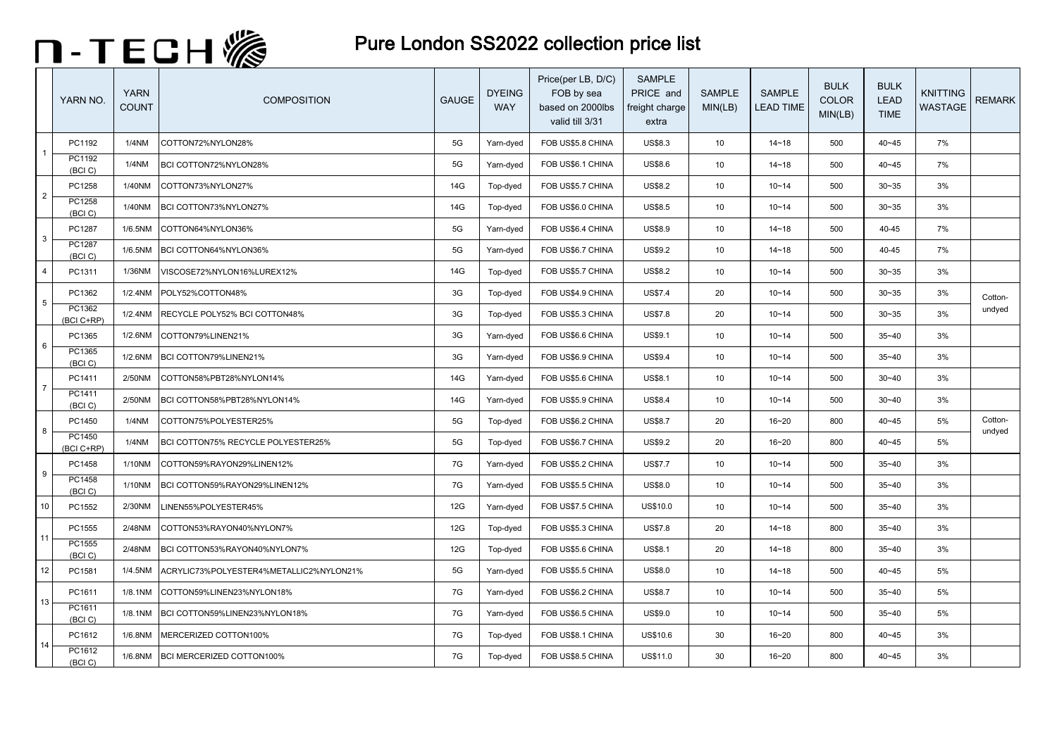# N-TECH

## Pure London SS2022 collection price list

| | YARN NO. | YARN COUNT | COMPOSITION | GAUGE | DYEING WAY | Price(per LB, D/C) FOB by sea based on 2000lbs valid till 3/31 | SAMPLE PRICE and freight charge extra | SAMPLE MIN(LB) | SAMPLE LEAD TIME | BULK COLOR MIN(LB) | BULK LEAD TIME | KNITTING WASTAGE | REMARK |
|---|---|---|---|---|---|---|---|---|---|---|---|---|---|
| 1 | PC1192 | 1/4NM | COTTON72%NYLON28% | 5G | Yarn-dyed | FOB US$5.8 CHINA | US$8.3 | 10 | 14~18 | 500 | 40~45 | 7% | |
| | PC1192 (BCI C) | 1/4NM | BCI COTTON72%NYLON28% | 5G | Yarn-dyed | FOB US$6.1 CHINA | US$8.6 | 10 | 14~18 | 500 | 40~45 | 7% | |
| 2 | PC1258 | 1/40NM | COTTON73%NYLON27% | 14G | Top-dyed | FOB US$5.7 CHINA | US$8.2 | 10 | 10~14 | 500 | 30~35 | 3% | |
| | PC1258 (BCI C) | 1/40NM | BCI COTTON73%NYLON27% | 14G | Top-dyed | FOB US$6.0 CHINA | US$8.5 | 10 | 10~14 | 500 | 30~35 | 3% | |
| 3 | PC1287 | 1/6.5NM | COTTON64%NYLON36% | 5G | Yarn-dyed | FOB US$6.4 CHINA | US$8.9 | 10 | 14~18 | 500 | 40-45 | 7% | |
| | PC1287 (BCI C) | 1/6.5NM | BCI COTTON64%NYLON36% | 5G | Yarn-dyed | FOB US$6.7 CHINA | US$9.2 | 10 | 14~18 | 500 | 40-45 | 7% | |
| 4 | PC1311 | 1/36NM | VISCOSE72%NYLON16%LUREX12% | 14G | Top-dyed | FOB US$5.7 CHINA | US$8.2 | 10 | 10~14 | 500 | 30~35 | 3% | |
| 5 | PC1362 | 1/2.4NM | POLY52%COTTON48% | 3G | Top-dyed | FOB US$4.9 CHINA | US$7.4 | 20 | 10~14 | 500 | 30~35 | 3% | Cotton-undyed |
| | PC1362 (BCI C+RP) | 1/2.4NM | RECYCLE POLY52% BCI COTTON48% | 3G | Top-dyed | FOB US$5.3 CHINA | US$7.8 | 20 | 10~14 | 500 | 30~35 | 3% | |
| 6 | PC1365 | 1/2.6NM | COTTON79%LINEN21% | 3G | Yarn-dyed | FOB US$6.6 CHINA | US$9.1 | 10 | 10~14 | 500 | 35~40 | 3% | |
| | PC1365 (BCI C) | 1/2.6NM | BCI COTTON79%LINEN21% | 3G | Yarn-dyed | FOB US$6.9 CHINA | US$9.4 | 10 | 10~14 | 500 | 35~40 | 3% | |
| 7 | PC1411 | 2/50NM | COTTON58%PBT28%NYLON14% | 14G | Yarn-dyed | FOB US$5.6 CHINA | US$8.1 | 10 | 10~14 | 500 | 30~40 | 3% | |
| | PC1411 (BCI C) | 2/50NM | BCI COTTON58%PBT28%NYLON14% | 14G | Yarn-dyed | FOB US$5.9 CHINA | US$8.4 | 10 | 10~14 | 500 | 30~40 | 3% | |
| 8 | PC1450 | 1/4NM | COTTON75%POLYESTER25% | 5G | Top-dyed | FOB US$6.2 CHINA | US$8.7 | 20 | 16~20 | 800 | 40~45 | 5% | Cotton-undyed |
| | PC1450 (BCI C+RP) | 1/4NM | BCI COTTON75% RECYCLE POLYESTER25% | 5G | Top-dyed | FOB US$6.7 CHINA | US$9.2 | 20 | 16~20 | 800 | 40~45 | 5% | |
| 9 | PC1458 | 1/10NM | COTTON59%RAYON29%LINEN12% | 7G | Yarn-dyed | FOB US$5.2 CHINA | US$7.7 | 10 | 10~14 | 500 | 35~40 | 3% | |
| | PC1458 (BCI C) | 1/10NM | BCI COTTON59%RAYON29%LINEN12% | 7G | Yarn-dyed | FOB US$5.5 CHINA | US$8.0 | 10 | 10~14 | 500 | 35~40 | 3% | |
| 10 | PC1552 | 2/30NM | LINEN55%POLYESTER45% | 12G | Yarn-dyed | FOB US$7.5 CHINA | US$10.0 | 10 | 10~14 | 500 | 35~40 | 3% | |
| 11 | PC1555 | 2/48NM | COTTON53%RAYON40%NYLON7% | 12G | Top-dyed | FOB US$5.3 CHINA | US$7.8 | 20 | 14~18 | 800 | 35~40 | 3% | |
| | PC1555 (BCI C) | 2/48NM | BCI COTTON53%RAYON40%NYLON7% | 12G | Top-dyed | FOB US$5.6 CHINA | US$8.1 | 20 | 14~18 | 800 | 35~40 | 3% | |
| 12 | PC1581 | 1/4.5NM | ACRYLIC73%POLYESTER4%METALLIC2%NYLON21% | 5G | Yarn-dyed | FOB US$5.5 CHINA | US$8.0 | 10 | 14~18 | 500 | 40~45 | 5% | |
| 13 | PC1611 | 1/8.1NM | COTTON59%LINEN23%NYLON18% | 7G | Yarn-dyed | FOB US$6.2 CHINA | US$8.7 | 10 | 10~14 | 500 | 35~40 | 5% | |
| | PC1611 (BCI C) | 1/8.1NM | BCI COTTON59%LINEN23%NYLON18% | 7G | Yarn-dyed | FOB US$6.5 CHINA | US$9.0 | 10 | 10~14 | 500 | 35~40 | 5% | |
| 14 | PC1612 | 1/6.8NM | MERCERIZED COTTON100% | 7G | Top-dyed | FOB US$8.1 CHINA | US$10.6 | 30 | 16~20 | 800 | 40~45 | 3% | |
| | PC1612 (BCI C) | 1/6.8NM | BCI MERCERIZED COTTON100% | 7G | Top-dyed | FOB US$8.5 CHINA | US$11.0 | 30 | 16~20 | 800 | 40~45 | 3% | |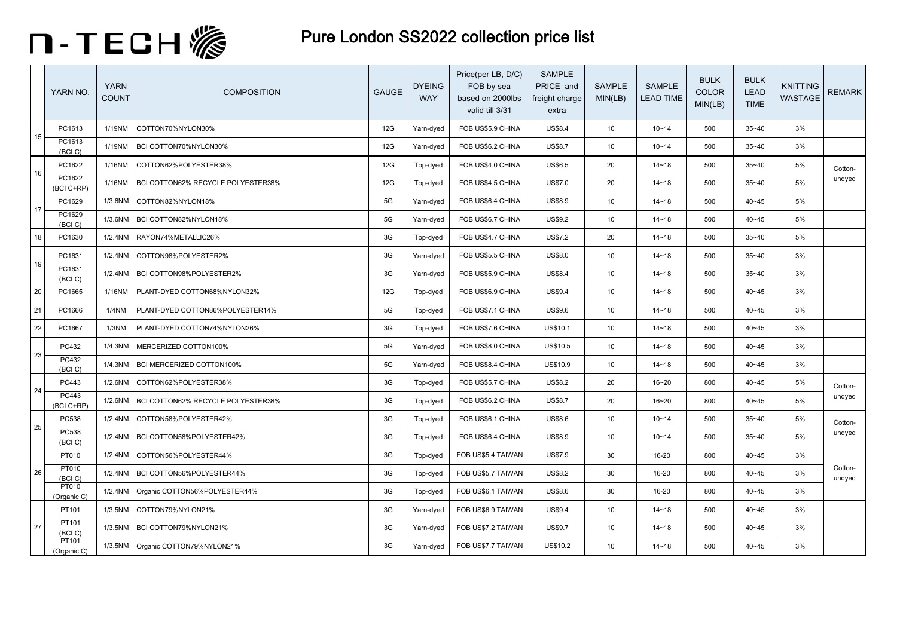# N-TECH

## Pure London SS2022 collection price list

| | YARN NO. | YARN COUNT | COMPOSITION | GAUGE | DYEING WAY | Price(per LB, D/C) FOB by sea based on 2000lbs valid till 3/31 | SAMPLE PRICE and freight charge extra | SAMPLE MIN(LB) | SAMPLE LEAD TIME | BULK COLOR MIN(LB) | BULK LEAD TIME | KNITTING WASTAGE | REMARK |
|---|---|---|---|---|---|---|---|---|---|---|---|---|---|
| 15 | PC1613 | 1/19NM | COTTON70%NYLON30% | 12G | Yarn-dyed | FOB US$5.9 CHINA | US$8.4 | 10 | 10~14 | 500 | 35~40 | 3% | |
| | PC1613 (BCI C) | 1/19NM | BCI COTTON70%NYLON30% | 12G | Yarn-dyed | FOB US$6.2 CHINA | US$8.7 | 10 | 10~14 | 500 | 35~40 | 3% | |
| 16 | PC1622 | 1/16NM | COTTON62%POLYESTER38% | 12G | Top-dyed | FOB US$4.0 CHINA | US$6.5 | 20 | 14~18 | 500 | 35~40 | 5% | Cotton-undyed |
| | PC1622 (BCI C+RP) | 1/16NM | BCI COTTON62% RECYCLE POLYESTER38% | 12G | Top-dyed | FOB US$4.5 CHINA | US$7.0 | 20 | 14~18 | 500 | 35~40 | 5% | |
| 17 | PC1629 | 1/3.6NM | COTTON82%NYLON18% | 5G | Yarn-dyed | FOB US$6.4 CHINA | US$8.9 | 10 | 14~18 | 500 | 40~45 | 5% | |
| | PC1629 (BCI C) | 1/3.6NM | BCI COTTON82%NYLON18% | 5G | Yarn-dyed | FOB US$6.7 CHINA | US$9.2 | 10 | 14~18 | 500 | 40~45 | 5% | |
| 18 | PC1630 | 1/2.4NM | RAYON74%METALLIC26% | 3G | Top-dyed | FOB US$4.7 CHINA | US$7.2 | 20 | 14~18 | 500 | 35~40 | 5% | |
| 19 | PC1631 | 1/2.4NM | COTTON98%POLYESTER2% | 3G | Yarn-dyed | FOB US$5.5 CHINA | US$8.0 | 10 | 14~18 | 500 | 35~40 | 3% | |
| | PC1631 (BCI C) | 1/2.4NM | BCI COTTON98%POLYESTER2% | 3G | Yarn-dyed | FOB US$5.9 CHINA | US$8.4 | 10 | 14~18 | 500 | 35~40 | 3% | |
| 20 | PC1665 | 1/16NM | PLANT-DYED COTTON68%NYLON32% | 12G | Top-dyed | FOB US$6.9 CHINA | US$9.4 | 10 | 14~18 | 500 | 40~45 | 3% | |
| 21 | PC1666 | 1/4NM | PLANT-DYED COTTON86%POLYESTER14% | 5G | Top-dyed | FOB US$7.1 CHINA | US$9.6 | 10 | 14~18 | 500 | 40~45 | 3% | |
| 22 | PC1667 | 1/3NM | PLANT-DYED COTTON74%NYLON26% | 3G | Top-dyed | FOB US$7.6 CHINA | US$10.1 | 10 | 14~18 | 500 | 40~45 | 3% | |
| 23 | PC432 | 1/4.3NM | MERCERIZED COTTON100% | 5G | Yarn-dyed | FOB US$8.0 CHINA | US$10.5 | 10 | 14~18 | 500 | 40~45 | 3% | |
| | PC432 (BCI C) | 1/4.3NM | BCI MERCERIZED COTTON100% | 5G | Yarn-dyed | FOB US$8.4 CHINA | US$10.9 | 10 | 14~18 | 500 | 40~45 | 3% | |
| 24 | PC443 | 1/2.6NM | COTTON62%POLYESTER38% | 3G | Top-dyed | FOB US$5.7 CHINA | US$8.2 | 20 | 16~20 | 800 | 40~45 | 5% | Cotton-undyed |
| | PC443 (BCI C+RP) | 1/2.6NM | BCI COTTON62% RECYCLE POLYESTER38% | 3G | Top-dyed | FOB US$6.2 CHINA | US$8.7 | 20 | 16~20 | 800 | 40~45 | 5% | |
| 25 | PC538 | 1/2.4NM | COTTON58%POLYESTER42% | 3G | Top-dyed | FOB US$6.1 CHINA | US$8.6 | 10 | 10~14 | 500 | 35~40 | 5% | Cotton-undyed |
| | PC538 (BCI C) | 1/2.4NM | BCI COTTON58%POLYESTER42% | 3G | Top-dyed | FOB US$6.4 CHINA | US$8.9 | 10 | 10~14 | 500 | 35~40 | 5% | |
| 26 | PT010 | 1/2.4NM | COTTON56%POLYESTER44% | 3G | Top-dyed | FOB US$5.4 TAIWAN | US$7.9 | 30 | 16-20 | 800 | 40~45 | 3% | Cotton-undyed |
| | PT010 (BCI C) | 1/2.4NM | BCI COTTON56%POLYESTER44% | 3G | Top-dyed | FOB US$5.7 TAIWAN | US$8.2 | 30 | 16-20 | 800 | 40~45 | 3% | |
| | PT010 (Organic C) | 1/2.4NM | Organic COTTON56%POLYESTER44% | 3G | Top-dyed | FOB US$6.1 TAIWAN | US$8.6 | 30 | 16-20 | 800 | 40~45 | 3% | |
| 27 | PT101 | 1/3.5NM | COTTON79%NYLON21% | 3G | Yarn-dyed | FOB US$6.9 TAIWAN | US$9.4 | 10 | 14~18 | 500 | 40~45 | 3% | |
| | PT101 (BCI C) | 1/3.5NM | BCI COTTON79%NYLON21% | 3G | Yarn-dyed | FOB US$7.2 TAIWAN | US$9.7 | 10 | 14~18 | 500 | 40~45 | 3% | |
| | PT101 (Organic C) | 1/3.5NM | Organic COTTON79%NYLON21% | 3G | Yarn-dyed | FOB US$7.7 TAIWAN | US$10.2 | 10 | 14~18 | 500 | 40~45 | 3% | |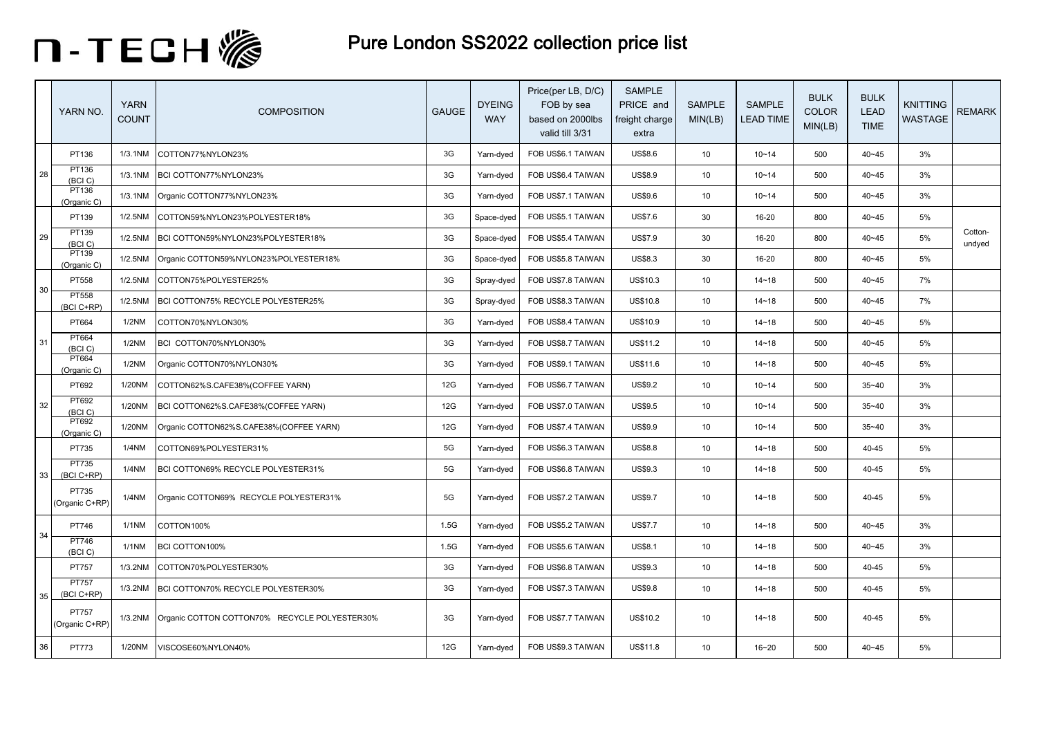# N-TECH

## Pure London SS2022 collection price list

| | YARN NO. | YARN COUNT | COMPOSITION | GAUGE | DYEING WAY | Price(per LB, D/C) FOB by sea based on 2000lbs valid till 3/31 | SAMPLE PRICE and freight charge extra | SAMPLE MIN(LB) | SAMPLE LEAD TIME | BULK COLOR MIN(LB) | BULK LEAD TIME | KNITTING WASTAGE | REMARK |
|---|---|---|---|---|---|---|---|---|---|---|---|---|---|
| 28 | PT136 | 1/3.1NM | COTTON77%NYLON23% | 3G | Yarn-dyed | FOB US$6.1 TAIWAN | US$8.6 | 10 | 10~14 | 500 | 40~45 | 3% | |
| | PT136 (BCI C) | 1/3.1NM | BCI COTTON77%NYLON23% | 3G | Yarn-dyed | FOB US$6.4 TAIWAN | US$8.9 | 10 | 10~14 | 500 | 40~45 | 3% | |
| | PT136 (Organic C) | 1/3.1NM | Organic COTTON77%NYLON23% | 3G | Yarn-dyed | FOB US$7.1 TAIWAN | US$9.6 | 10 | 10~14 | 500 | 40~45 | 3% | |
| 29 | PT139 | 1/2.5NM | COTTON59%NYLON23%POLYESTER18% | 3G | Space-dyed | FOB US$5.1 TAIWAN | US$7.6 | 30 | 16-20 | 800 | 40~45 | 5% | Cotton-undyed |
| | PT139 (BCI C) | 1/2.5NM | BCI COTTON59%NYLON23%POLYESTER18% | 3G | Space-dyed | FOB US$5.4 TAIWAN | US$7.9 | 30 | 16-20 | 800 | 40~45 | 5% | |
| | PT139 (Organic C) | 1/2.5NM | Organic COTTON59%NYLON23%POLYESTER18% | 3G | Space-dyed | FOB US$5.8 TAIWAN | US$8.3 | 30 | 16-20 | 800 | 40~45 | 5% | |
| 30 | PT558 | 1/2.5NM | COTTON75%POLYESTER25% | 3G | Spray-dyed | FOB US$7.8 TAIWAN | US$10.3 | 10 | 14~18 | 500 | 40~45 | 7% | |
| | PT558 (BCI C+RP) | 1/2.5NM | BCI COTTON75% RECYCLE POLYESTER25% | 3G | Spray-dyed | FOB US$8.3 TAIWAN | US$10.8 | 10 | 14~18 | 500 | 40~45 | 7% | |
| 31 | PT664 | 1/2NM | COTTON70%NYLON30% | 3G | Yarn-dyed | FOB US$8.4 TAIWAN | US$10.9 | 10 | 14~18 | 500 | 40~45 | 5% | |
| | PT664 (BCI C) | 1/2NM | BCI COTTON70%NYLON30% | 3G | Yarn-dyed | FOB US$8.7 TAIWAN | US$11.2 | 10 | 14~18 | 500 | 40~45 | 5% | |
| | PT664 (Organic C) | 1/2NM | Organic COTTON70%NYLON30% | 3G | Yarn-dyed | FOB US$9.1 TAIWAN | US$11.6 | 10 | 14~18 | 500 | 40~45 | 5% | |
| 32 | PT692 | 1/20NM | COTTON62%S.CAFE38%(COFFEE YARN) | 12G | Yarn-dyed | FOB US$6.7 TAIWAN | US$9.2 | 10 | 10~14 | 500 | 35~40 | 3% | |
| | PT692 (BCI C) | 1/20NM | BCI COTTON62%S.CAFE38%(COFFEE YARN) | 12G | Yarn-dyed | FOB US$7.0 TAIWAN | US$9.5 | 10 | 10~14 | 500 | 35~40 | 3% | |
| | PT692 (Organic C) | 1/20NM | Organic COTTON62%S.CAFE38%(COFFEE YARN) | 12G | Yarn-dyed | FOB US$7.4 TAIWAN | US$9.9 | 10 | 10~14 | 500 | 35~40 | 3% | |
| 33 | PT735 | 1/4NM | COTTON69%POLYESTER31% | 5G | Yarn-dyed | FOB US$6.3 TAIWAN | US$8.8 | 10 | 14~18 | 500 | 40-45 | 5% | |
| | PT735 (BCI C+RP) | 1/4NM | BCI COTTON69% RECYCLE POLYESTER31% | 5G | Yarn-dyed | FOB US$6.8 TAIWAN | US$9.3 | 10 | 14~18 | 500 | 40-45 | 5% | |
| | PT735 (Organic C+RP) | 1/4NM | Organic COTTON69% RECYCLE POLYESTER31% | 5G | Yarn-dyed | FOB US$7.2 TAIWAN | US$9.7 | 10 | 14~18 | 500 | 40-45 | 5% | |
| 34 | PT746 | 1/1NM | COTTON100% | 1.5G | Yarn-dyed | FOB US$5.2 TAIWAN | US$7.7 | 10 | 14~18 | 500 | 40~45 | 3% | |
| | PT746 (BCI C) | 1/1NM | BCI COTTON100% | 1.5G | Yarn-dyed | FOB US$5.6 TAIWAN | US$8.1 | 10 | 14~18 | 500 | 40~45 | 3% | |
| 35 | PT757 | 1/3.2NM | COTTON70%POLYESTER30% | 3G | Yarn-dyed | FOB US$6.8 TAIWAN | US$9.3 | 10 | 14~18 | 500 | 40-45 | 5% | |
| | PT757 (BCI C+RP) | 1/3.2NM | BCI COTTON70% RECYCLE POLYESTER30% | 3G | Yarn-dyed | FOB US$7.3 TAIWAN | US$9.8 | 10 | 14~18 | 500 | 40-45 | 5% | |
| | PT757 (Organic C+RP) | 1/3.2NM | Organic COTTON COTTON70% RECYCLE POLYESTER30% | 3G | Yarn-dyed | FOB US$7.7 TAIWAN | US$10.2 | 10 | 14~18 | 500 | 40-45 | 5% | |
| 36 | PT773 | 1/20NM | VISCOSE60%NYLON40% | 12G | Yarn-dyed | FOB US$9.3 TAIWAN | US$11.8 | 10 | 16~20 | 500 | 40~45 | 5% | |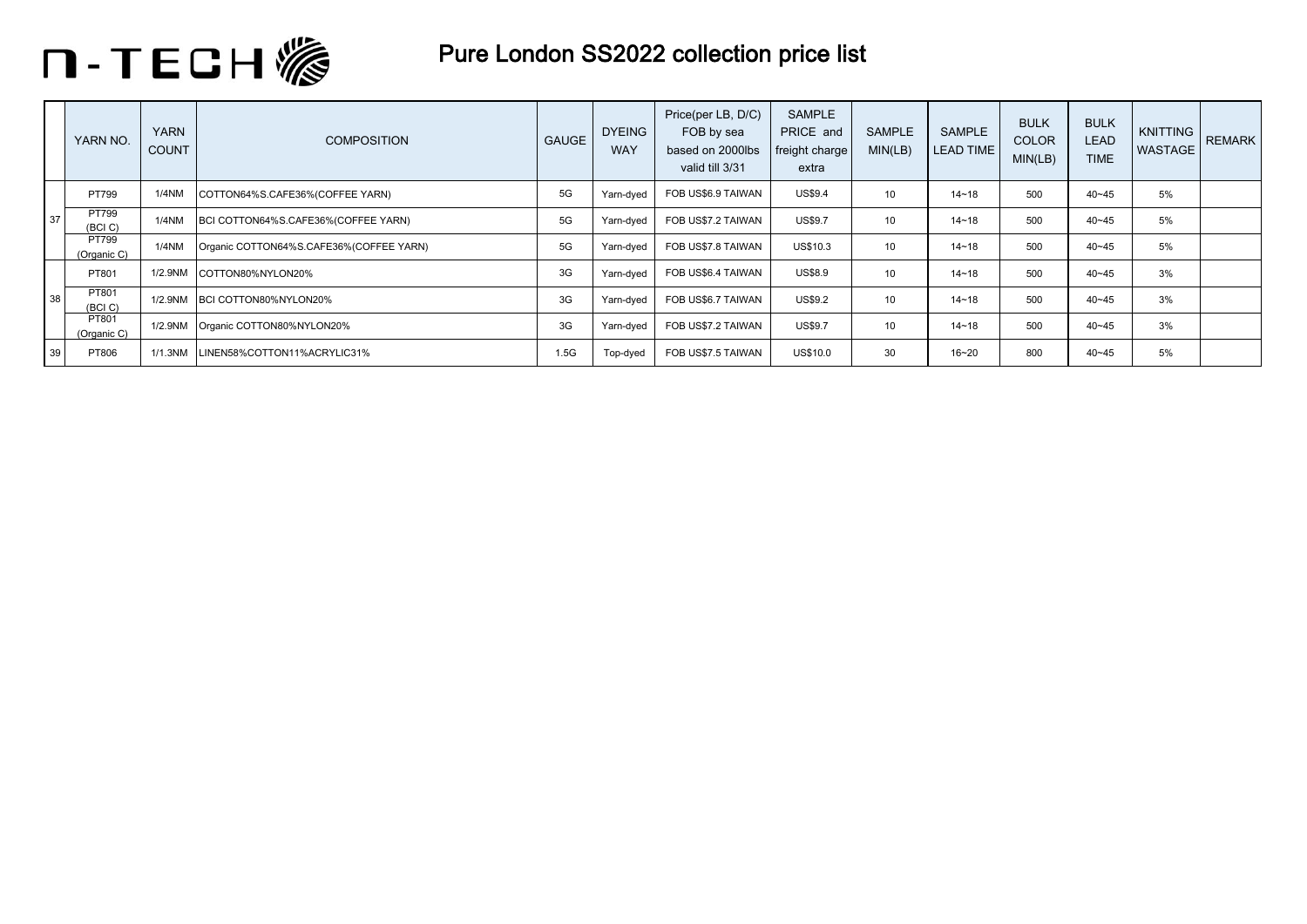N-TECH

# Pure London SS2022 collection price list

| | YARN NO. | YARN COUNT | COMPOSITION | GAUGE | DYEING WAY | Price(per LB, D/C) FOB by sea based on 2000lbs valid till 3/31 | SAMPLE PRICE and freight charge extra | SAMPLE MIN(LB) | SAMPLE LEAD TIME | BULK COLOR MIN(LB) | BULK LEAD TIME | KNITTING WASTAGE | REMARK |
|---|---|---|---|---|---|---|---|---|---|---|---|---|---|
| 37 | PT799 | 1/4NM | COTTON64%S.CAFE36%(COFFEE YARN) | 5G | Yarn-dyed | FOB US$6.9 TAIWAN | US$9.4 | 10 | 14~18 | 500 | 40~45 | 5% | |
| | PT799 (BCI C) | 1/4NM | BCI COTTON64%S.CAFE36%(COFFEE YARN) | 5G | Yarn-dyed | FOB US$7.2 TAIWAN | US$9.7 | 10 | 14~18 | 500 | 40~45 | 5% | |
| | PT799 (Organic C) | 1/4NM | Organic COTTON64%S.CAFE36%(COFFEE YARN) | 5G | Yarn-dyed | FOB US$7.8 TAIWAN | US$10.3 | 10 | 14~18 | 500 | 40~45 | 5% | |
| 38 | PT801 | 1/2.9NM | COTTON80%NYLON20% | 3G | Yarn-dyed | FOB US$6.4 TAIWAN | US$8.9 | 10 | 14~18 | 500 | 40~45 | 3% | |
| | PT801 (BCI C) | 1/2.9NM | BCI COTTON80%NYLON20% | 3G | Yarn-dyed | FOB US$6.7 TAIWAN | US$9.2 | 10 | 14~18 | 500 | 40~45 | 3% | |
| | PT801 (Organic C) | 1/2.9NM | Organic COTTON80%NYLON20% | 3G | Yarn-dyed | FOB US$7.2 TAIWAN | US$9.7 | 10 | 14~18 | 500 | 40~45 | 3% | |
| 39 | PT806 | 1/1.3NM | LINEN58%COTTON11%ACRYLIC31% | 1.5G | Top-dyed | FOB US$7.5 TAIWAN | US$10.0 | 30 | 16~20 | 800 | 40~45 | 5% | |